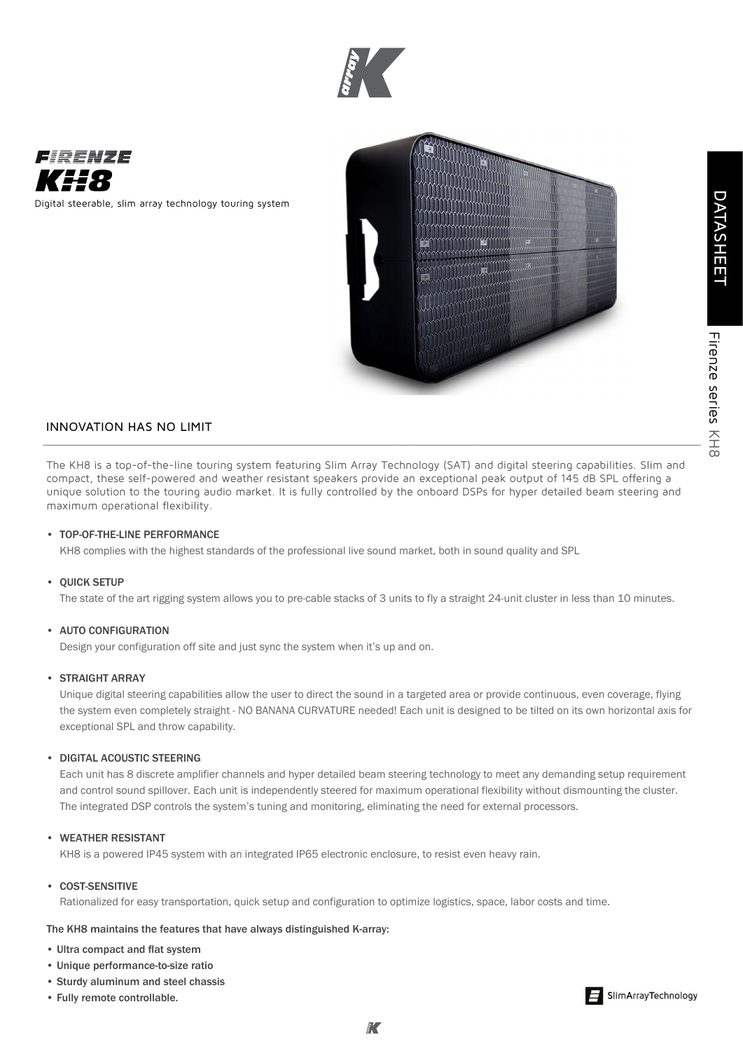# FIRENZE KH8

Digital steerable, slim array technology touring system

## INNOVATION HAS NO LIMIT

The KH8 is a top-of-the-line touring system featuring Slim Array Technology (SAT) and digital steering capabilities. Slim and compact, these self-powered and weather resistant speakers provide an exceptional peak output of 145 dB SPL offering a unique solution to the touring audio market. It is fully controlled by the onboard DSPs for hyper detailed beam steering and maximum operational flexibility.

- **TOP-OF-THE-LINE PERFORMANCE**
  KH8 complies with the highest standards of the professional live sound market, both in sound quality and SPL
- **QUICK SETUP**
  The state of the art rigging system allows you to pre-cable stacks of 3 units to fly a straight 24-unit cluster in less than 10 minutes.
- **AUTO CONFIGURATION**
  Design your configuration off site and just sync the system when it's up and on.
- **STRAIGHT ARRAY**
  Unique digital steering capabilities allow the user to direct the sound in a targeted area or provide continuous, even coverage, flying the system even completely straight - NO BANANA CURVATURE needed! Each unit is designed to be tilted on its own horizontal axis for exceptional SPL and throw capability.
- **DIGITAL ACOUSTIC STEERING**
  Each unit has 8 discrete amplifier channels and hyper detailed beam steering technology to meet any demanding setup requirement and control sound spillover. Each unit is independently steered for maximum operational flexibility without dismounting the cluster. The integrated DSP controls the system's tuning and monitoring, eliminating the need for external processors.
- **WEATHER RESISTANT**
  KH8 is a powered IP45 system with an integrated IP65 electronic enclosure, to resist even heavy rain.
- **COST-SENSITIVE**
  Rationalized for easy transportation, quick setup and configuration to optimize logistics, space, labor costs and time.

**The KH8 maintains the features that have always distinguished K-array:**

- Ultra compact and flat system
- Unique performance-to-size ratio
- Sturdy aluminum and steel chassis
- Fully remote controllable.

SlimArrayTechnology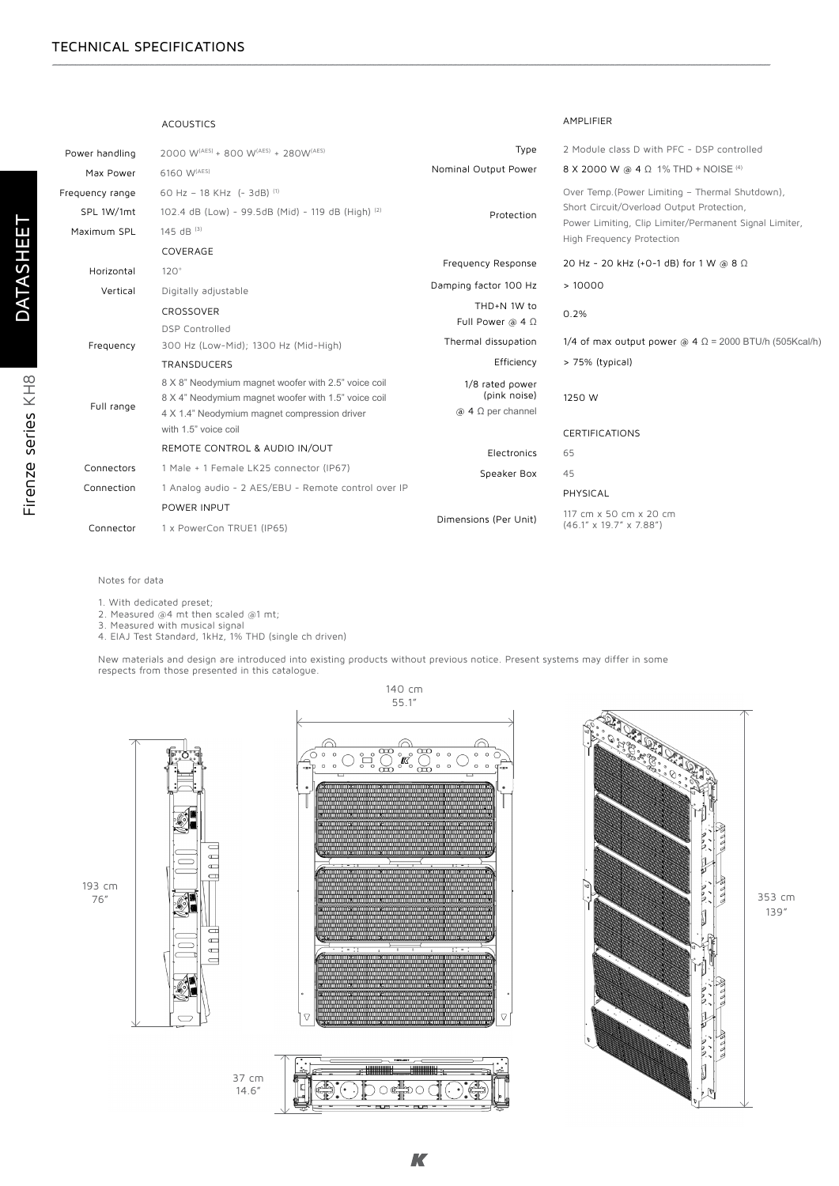## TECHNICAL SPECIFICATIONS

### ACOUSTICS

| | |
|---|---|
| Power handling | 2000 W(AES) + 800 W(AES) + 280W(AES) |
| Max Power | 6160 W(AES) |
| Frequency range | 60 Hz – 18 KHz (- 3dB) [1] |
| SPL 1W/1mt | 102.4 dB (Low) - 99.5dB (Mid) - 119 dB (High) [2] |
| Maximum SPL | 145 dB [3] |

### COVERAGE

| | |
|---|---|
| Horizontal | 120° |
| Vertical | Digitally adjustable |

### CROSSOVER

DSP Controlled

| | |
|---|---|
| Frequency | 300 Hz (Low-Mid); 1300 Hz (Mid-High) |

### TRANSDUCERS

| | |
|---|---|
| Full range | 8 X 8" Neodymium magnet woofer with 2.5" voice coil<br>8 X 4" Neodymium magnet woofer with 1.5" voice coil<br>4 X 1.4" Neodymium magnet compression driver with 1.5" voice coil |

### REMOTE CONTROL & AUDIO IN/OUT

| | |
|---|---|
| Connectors | 1 Male + 1 Female LK25 connector (IP67) |
| Connection | 1 Analog audio - 2 AES/EBU - Remote control over IP |

### POWER INPUT

| | |
|---|---|
| Connector | 1 x PowerCon TRUE1 (IP65) |

### AMPLIFIER

| | |
|---|---|
| Type | 2 Module class D with PFC - DSP controlled |
| Nominal Output Power | 8 X 2000 W @ 4 Ω 1% THD + NOISE [4] |
| Protection | Over Temp.(Power Limiting – Thermal Shutdown), Short Circuit/Overload Output Protection, Power Limiting, Clip Limiter/Permanent Signal Limiter, High Frequency Protection |
| Frequency Response | 20 Hz - 20 kHz (+0-1 dB) for 1 W @ 8 Ω |
| Damping factor 100 Hz | > 10000 |
| THD+N 1W to Full Power @ 4 Ω | 0.2% |
| Thermal dissupation | 1/4 of max output power @ 4 Ω = 2000 BTU/h (505Kcal/h) |
| Efficiency | > 75% (typical) |
| 1/8 rated power (pink noise) @ 4 Ω per channel | 1250 W |

### CERTIFICATIONS

| | |
|---|---|
| Electronics | 65 |
| Speaker Box | 45 |

### PHYSICAL

| | |
|---|---|
| Dimensions (Per Unit) | 117 cm x 50 cm x 20 cm (46.1" x 19.7" x 7.88") |

Notes for data

1. With dedicated preset;
2. Measured @4 mt then scaled @1 mt;
3. Measured with musical signal
4. EIAJ Test Standard, 1kHz, 1% THD (single ch driven)

New materials and design are introduced into existing products without previous notice. Present systems may differ in some respects from those presented in this catalogue.

193 cm
76"

140 cm
55.1"

37 cm
14.6"

353 cm
139"